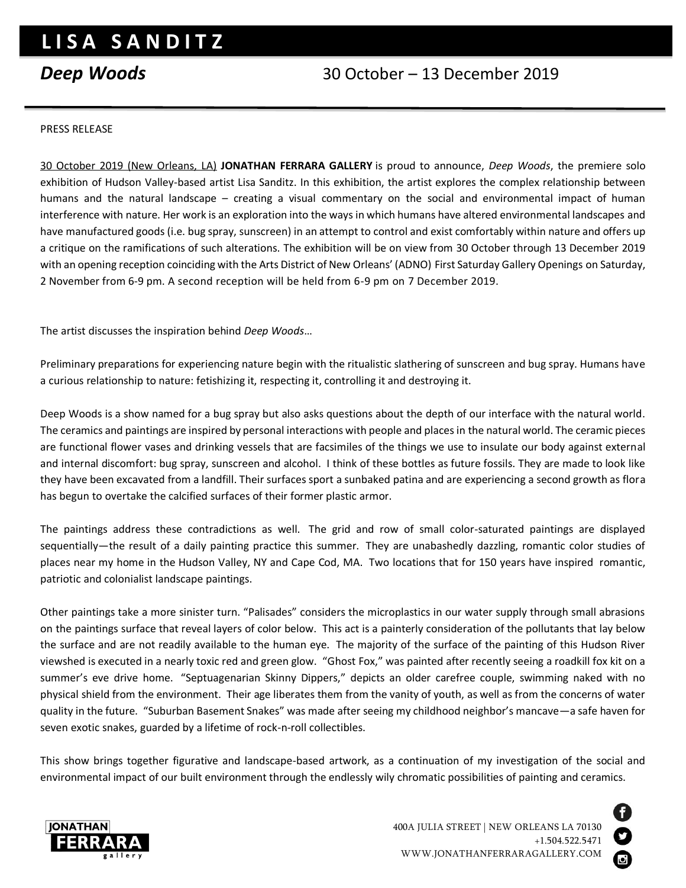# LISA SANDITZ

## *Deep Woods* 30 October – 13 December 2019

PRESS RELEASE

30 October 2019 (New Orleans, LA) **JONATHAN FERRARA GALLERY** is proud to announce, *Deep Woods*, the premiere solo exhibition of Hudson Valley-based artist Lisa Sanditz. In this exhibition, the artist explores the complex relationship between humans and the natural landscape – creating a visual commentary on the social and environmental impact of human interference with nature. Her work is an exploration into the ways in which humans have altered environmental landscapes and have manufactured goods (i.e. bug spray, sunscreen) in an attempt to control and exist comfortably within nature and offers up a critique on the ramifications of such alterations. The exhibition will be on view from 30 October through 13 December 2019 with an opening reception coinciding with the Arts District of New Orleans' (ADNO) First Saturday Gallery Openings on Saturday, 2 November from 6-9 pm. A second reception will be held from 6-9 pm on 7 December 2019.

The artist discusses the inspiration behind *Deep Woods*…

Preliminary preparations for experiencing nature begin with the ritualistic slathering of sunscreen and bug spray. Humans have a curious relationship to nature: fetishizing it, respecting it, controlling it and destroying it.

Deep Woods is a show named for a bug spray but also asks questions about the depth of our interface with the natural world. The ceramics and paintings are inspired by personal interactions with people and places in the natural world. The ceramic pieces are functional flower vases and drinking vessels that are facsimiles of the things we use to insulate our body against external and internal discomfort: bug spray, sunscreen and alcohol. I think of these bottles as future fossils. They are made to look like they have been excavated from a landfill. Their surfaces sport a sunbaked patina and are experiencing a second growth as flora has begun to overtake the calcified surfaces of their former plastic armor.

The paintings address these contradictions as well. The grid and row of small color-saturated paintings are displayed sequentially—the result of a daily painting practice this summer. They are unabashedly dazzling, romantic color studies of places near my home in the Hudson Valley, NY and Cape Cod, MA. Two locations that for 150 years have inspired romantic, patriotic and colonialist landscape paintings.

Other paintings take a more sinister turn. "Palisades" considers the microplastics in our water supply through small abrasions on the paintings surface that reveal layers of color below. This act is a painterly consideration of the pollutants that lay below the surface and are not readily available to the human eye. The majority of the surface of the painting of this Hudson River viewshed is executed in a nearly toxic red and green glow. "Ghost Fox," was painted after recently seeing a roadkill fox kit on a summer's eve drive home. "Septuagenarian Skinny Dippers," depicts an older carefree couple, swimming naked with no physical shield from the environment. Their age liberates them from the vanity of youth, as well as from the concerns of water quality in the future. "Suburban Basement Snakes" was made after seeing my childhood neighbor's mancave—a safe haven for seven exotic snakes, guarded by a lifetime of rock-n-roll collectibles.

This show brings together figurative and landscape-based artwork, as a continuation of my investigation of the social and environmental impact of our built environment through the endlessly wily chromatic possibilities of painting and ceramics.

JONATHAN FERRARA gallery

400A JULIA STREET | NEW ORLEANS LA 70130
+1.504.522.5471
WWW.JONATHANFERRARAGALLERY.COM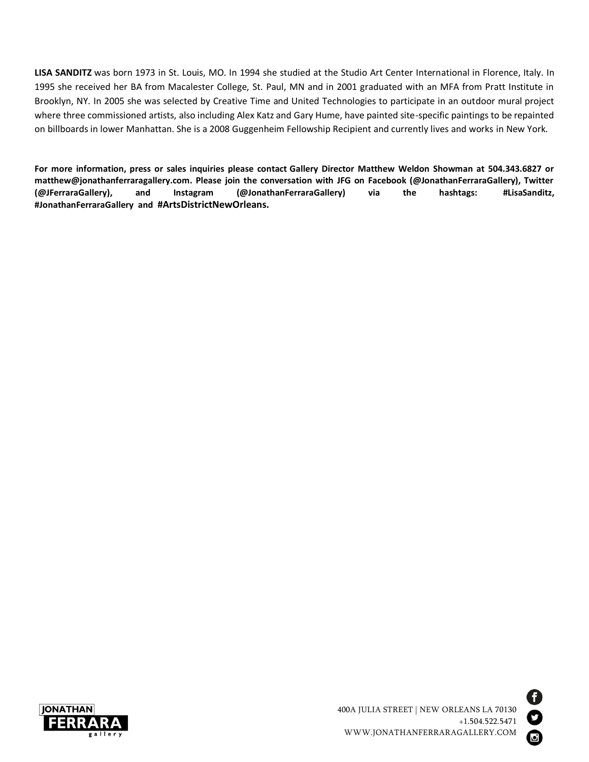**LISA SANDITZ** was born 1973 in St. Louis, MO. In 1994 she studied at the Studio Art Center International in Florence, Italy. In 1995 she received her BA from Macalester College, St. Paul, MN and in 2001 graduated with an MFA from Pratt Institute in Brooklyn, NY. In 2005 she was selected by Creative Time and United Technologies to participate in an outdoor mural project where three commissioned artists, also including Alex Katz and Gary Hume, have painted site-specific paintings to be repainted on billboards in lower Manhattan. She is a 2008 Guggenheim Fellowship Recipient and currently lives and works in New York.

**For more information, press or sales inquiries please contact Gallery Director Matthew Weldon Showman at 504.343.6827 or matthew@jonathanferraragallery.com. Please join the conversation with JFG on Facebook (@JonathanFerraraGallery), Twitter (@JFerraraGallery), and Instagram (@JonathanFerraraGallery) via the hashtags: #LisaSanditz, #JonathanFerraraGallery and #ArtsDistrictNewOrleans.**

JONATHAN FERRARA gallery

400A JULIA STREET | NEW ORLEANS LA 70130
+1.504.522.5471
WWW.JONATHANFERRARAGALLERY.COM